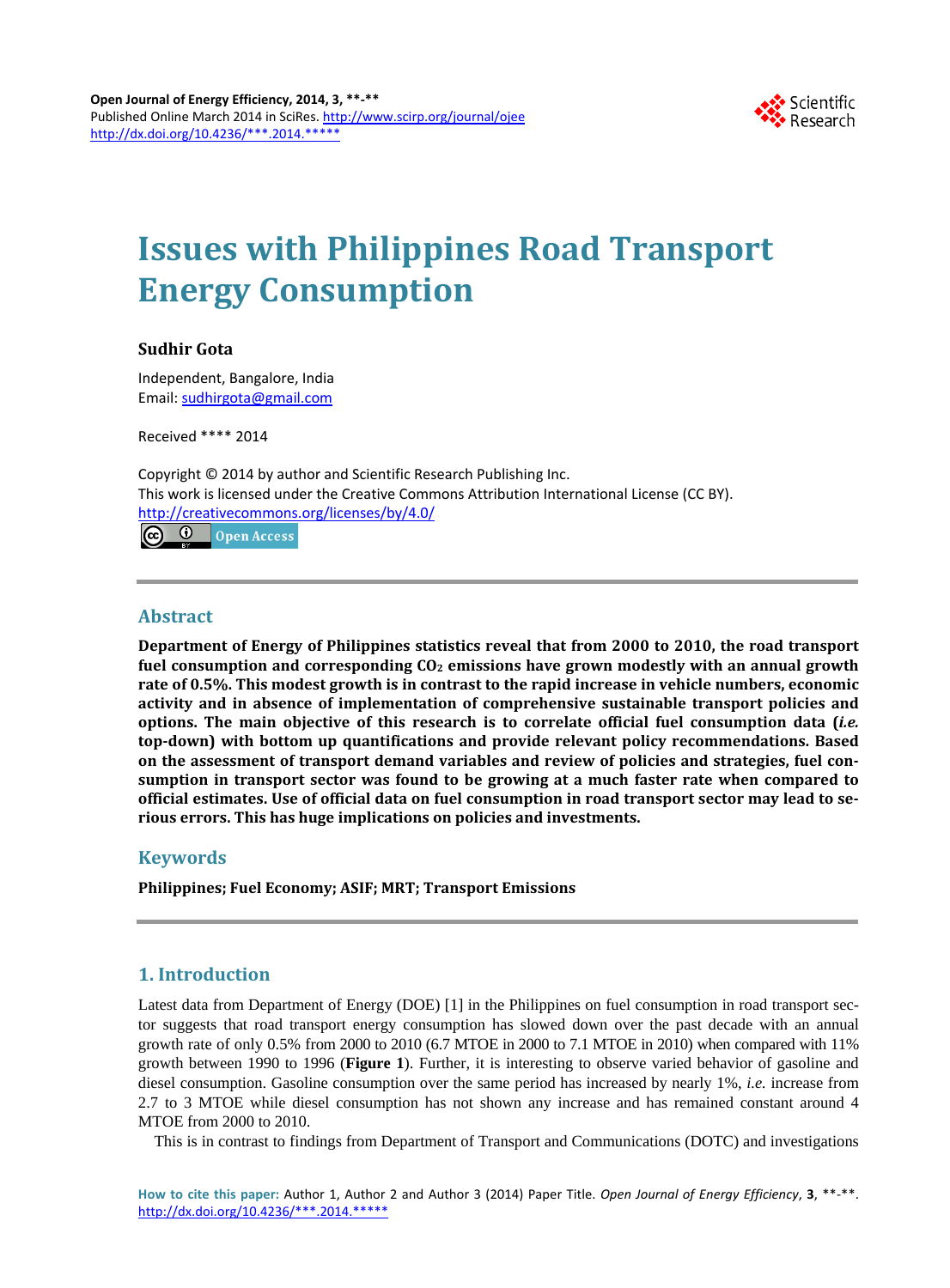# Issues with Philippines Road Transport Energy Consumption

**Sudhir Gota**

Independent, Bangalore, India
Email: sudhirgota@gmail.com

Received **** 2014

Copyright © 2014 by author and Scientific Research Publishing Inc.
This work is licensed under the Creative Commons Attribution International License (CC BY).
http://creativecommons.org/licenses/by/4.0/

Open Access

## Abstract

**Department of Energy of Philippines statistics reveal that from 2000 to 2010, the road transport fuel consumption and corresponding $CO_2$ emissions have grown modestly with an annual growth rate of 0.5%. This modest growth is in contrast to the rapid increase in vehicle numbers, economic activity and in absence of implementation of comprehensive sustainable transport policies and options. The main objective of this research is to correlate official fuel consumption data (*i.e.* top-down) with bottom up quantifications and provide relevant policy recommendations. Based on the assessment of transport demand variables and review of policies and strategies, fuel consumption in transport sector was found to be growing at a much faster rate when compared to official estimates. Use of official data on fuel consumption in road transport sector may lead to serious errors. This has huge implications on policies and investments.**

## Keywords

**Philippines; Fuel Economy; ASIF; MRT; Transport Emissions**

## 1. Introduction

Latest data from Department of Energy (DOE) [1] in the Philippines on fuel consumption in road transport sector suggests that road transport energy consumption has slowed down over the past decade with an annual growth rate of only 0.5% from 2000 to 2010 (6.7 MTOE in 2000 to 7.1 MTOE in 2010) when compared with 11% growth between 1990 to 1996 (**Figure 1**). Further, it is interesting to observe varied behavior of gasoline and diesel consumption. Gasoline consumption over the same period has increased by nearly 1%, *i.e.* increase from 2.7 to 3 MTOE while diesel consumption has not shown any increase and has remained constant around 4 MTOE from 2000 to 2010.

This is in contrast to findings from Department of Transport and Communications (DOTC) and investigations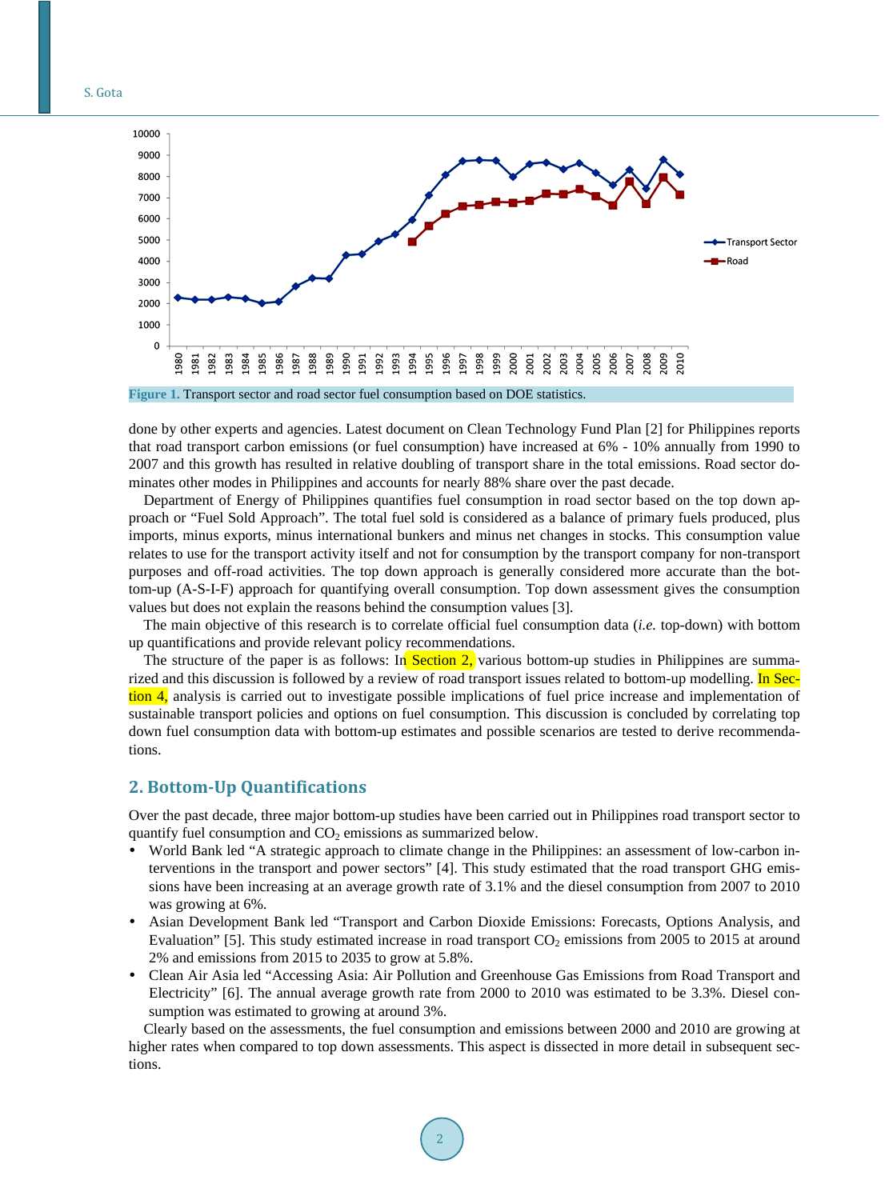Figure 1. Transport sector and road sector fuel consumption based on DOE statistics.

done by other experts and agencies. Latest document on Clean Technology Fund Plan [2] for Philippines reports that road transport carbon emissions (or fuel consumption) have increased at 6% - 10% annually from 1990 to 2007 and this growth has resulted in relative doubling of transport share in the total emissions. Road sector dominates other modes in Philippines and accounts for nearly 88% share over the past decade.

Department of Energy of Philippines quantifies fuel consumption in road sector based on the top down approach or "Fuel Sold Approach". The total fuel sold is considered as a balance of primary fuels produced, plus imports, minus exports, minus international bunkers and minus net changes in stocks. This consumption value relates to use for the transport activity itself and not for consumption by the transport company for non-transport purposes and off-road activities. The top down approach is generally considered more accurate than the bottom-up (A-S-I-F) approach for quantifying overall consumption. Top down assessment gives the consumption values but does not explain the reasons behind the consumption values [3].

The main objective of this research is to correlate official fuel consumption data (*i.e.* top-down) with bottom up quantifications and provide relevant policy recommendations.

The structure of the paper is as follows: In Section 2, various bottom-up studies in Philippines are summarized and this discussion is followed by a review of road transport issues related to bottom-up modelling. In Section 4, analysis is carried out to investigate possible implications of fuel price increase and implementation of sustainable transport policies and options on fuel consumption. This discussion is concluded by correlating top down fuel consumption data with bottom-up estimates and possible scenarios are tested to derive recommendations.

## 2. Bottom-Up Quantifications

Over the past decade, three major bottom-up studies have been carried out in Philippines road transport sector to quantify fuel consumption and $CO_2$ emissions as summarized below.

- World Bank led "A strategic approach to climate change in the Philippines: an assessment of low-carbon interventions in the transport and power sectors" [4]. This study estimated that the road transport GHG emissions have been increasing at an average growth rate of 3.1% and the diesel consumption from 2007 to 2010 was growing at 6%.
- Asian Development Bank led "Transport and Carbon Dioxide Emissions: Forecasts, Options Analysis, and Evaluation" [5]. This study estimated increase in road transport $CO_2$ emissions from 2005 to 2015 at around 2% and emissions from 2015 to 2035 to grow at 5.8%.
- Clean Air Asia led "Accessing Asia: Air Pollution and Greenhouse Gas Emissions from Road Transport and Electricity" [6]. The annual average growth rate from 2000 to 2010 was estimated to be 3.3%. Diesel consumption was estimated to growing at around 3%.

Clearly based on the assessments, the fuel consumption and emissions between 2000 and 2010 are growing at higher rates when compared to top down assessments. This aspect is dissected in more detail in subsequent sections.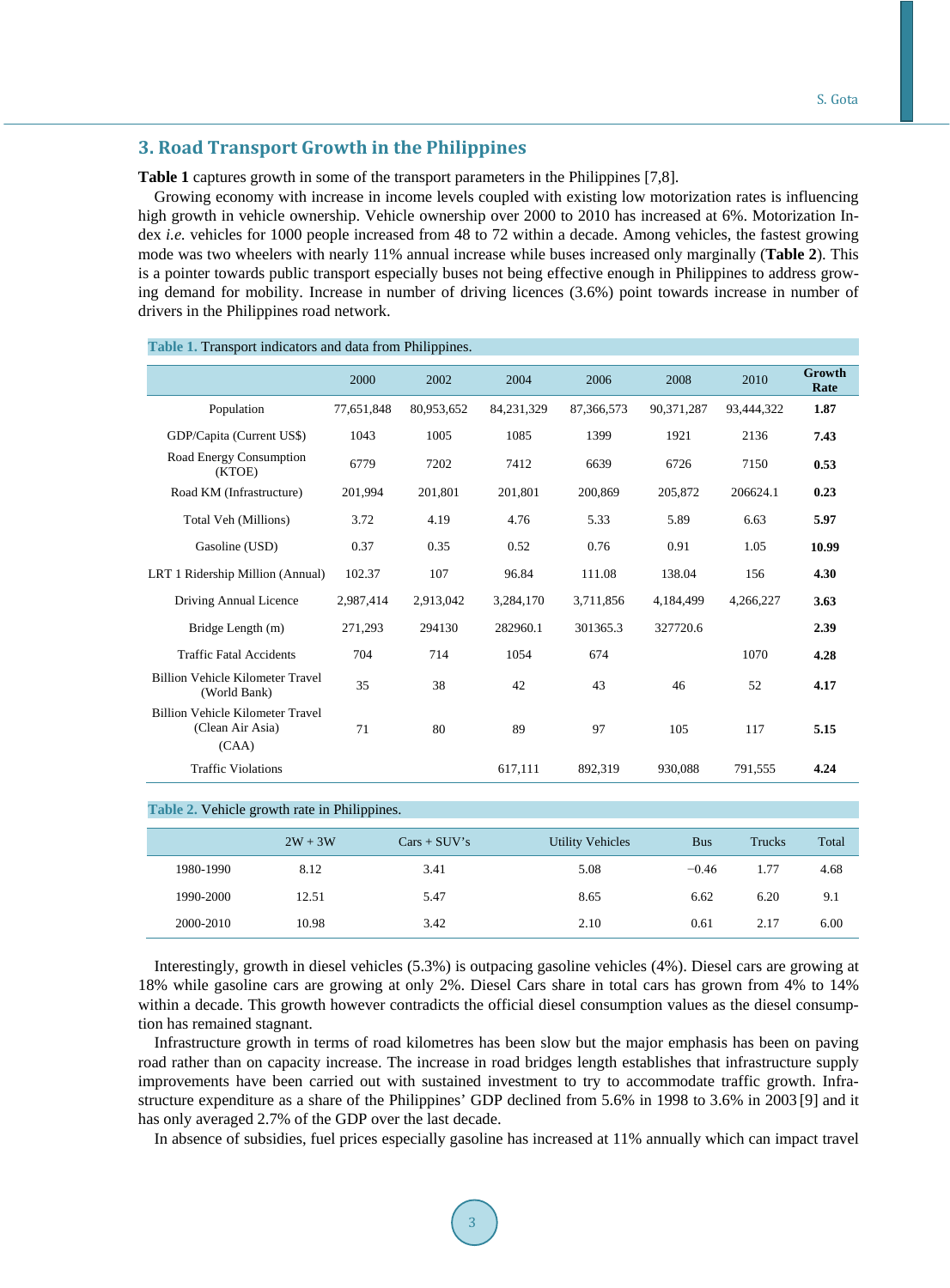## 3. Road Transport Growth in the Philippines

**Table 1** captures growth in some of the transport parameters in the Philippines [7,8].

Growing economy with increase in income levels coupled with existing low motorization rates is influencing high growth in vehicle ownership. Vehicle ownership over 2000 to 2010 has increased at 6%. Motorization Index *i.e.* vehicles for 1000 people increased from 48 to 72 within a decade. Among vehicles, the fastest growing mode was two wheelers with nearly 11% annual increase while buses increased only marginally (**Table 2**). This is a pointer towards public transport especially buses not being effective enough in Philippines to address growing demand for mobility. Increase in number of driving licences (3.6%) point towards increase in number of drivers in the Philippines road network.

**Table 1.** Transport indicators and data from Philippines.

| | 2000 | 2002 | 2004 | 2006 | 2008 | 2010 | Growth Rate |
|---|---|---|---|---|---|---|---|
| Population | 77,651,848 | 80,953,652 | 84,231,329 | 87,366,573 | 90,371,287 | 93,444,322 | **1.87** |
| GDP/Capita (Current US$) | 1043 | 1005 | 1085 | 1399 | 1921 | 2136 | **7.43** |
| Road Energy Consumption (KTOE) | 6779 | 7202 | 7412 | 6639 | 6726 | 7150 | **0.53** |
| Road KM (Infrastructure) | 201,994 | 201,801 | 201,801 | 200,869 | 205,872 | 206624.1 | **0.23** |
| Total Veh (Millions) | 3.72 | 4.19 | 4.76 | 5.33 | 5.89 | 6.63 | **5.97** |
| Gasoline (USD) | 0.37 | 0.35 | 0.52 | 0.76 | 0.91 | 1.05 | **10.99** |
| LRT 1 Ridership Million (Annual) | 102.37 | 107 | 96.84 | 111.08 | 138.04 | 156 | **4.30** |
| Driving Annual Licence | 2,987,414 | 2,913,042 | 3,284,170 | 3,711,856 | 4,184,499 | 4,266,227 | **3.63** |
| Bridge Length (m) | 271,293 | 294130 | 282960.1 | 301365.3 | 327720.6 | | **2.39** |
| Traffic Fatal Accidents | 704 | 714 | 1054 | 674 | | 1070 | **4.28** |
| Billion Vehicle Kilometer Travel (World Bank) | 35 | 38 | 42 | 43 | 46 | 52 | **4.17** |
| Billion Vehicle Kilometer Travel (Clean Air Asia) (CAA) | 71 | 80 | 89 | 97 | 105 | 117 | **5.15** |
| Traffic Violations | | | 617,111 | 892,319 | 930,088 | 791,555 | **4.24** |

**Table 2.** Vehicle growth rate in Philippines.

| | 2W + 3W | Cars + SUV's | Utility Vehicles | Bus | Trucks | Total |
|---|---|---|---|---|---|---|
| 1980-1990 | 8.12 | 3.41 | 5.08 | −0.46 | 1.77 | 4.68 |
| 1990-2000 | 12.51 | 5.47 | 8.65 | 6.62 | 6.20 | 9.1 |
| 2000-2010 | 10.98 | 3.42 | 2.10 | 0.61 | 2.17 | 6.00 |

Interestingly, growth in diesel vehicles (5.3%) is outpacing gasoline vehicles (4%). Diesel cars are growing at 18% while gasoline cars are growing at only 2%. Diesel Cars share in total cars has grown from 4% to 14% within a decade. This growth however contradicts the official diesel consumption values as the diesel consumption has remained stagnant.

Infrastructure growth in terms of road kilometres has been slow but the major emphasis has been on paving road rather than on capacity increase. The increase in road bridges length establishes that infrastructure supply improvements have been carried out with sustained investment to try to accommodate traffic growth. Infrastructure expenditure as a share of the Philippines' GDP declined from 5.6% in 1998 to 3.6% in 2003 [9] and it has only averaged 2.7% of the GDP over the last decade.

In absence of subsidies, fuel prices especially gasoline has increased at 11% annually which can impact travel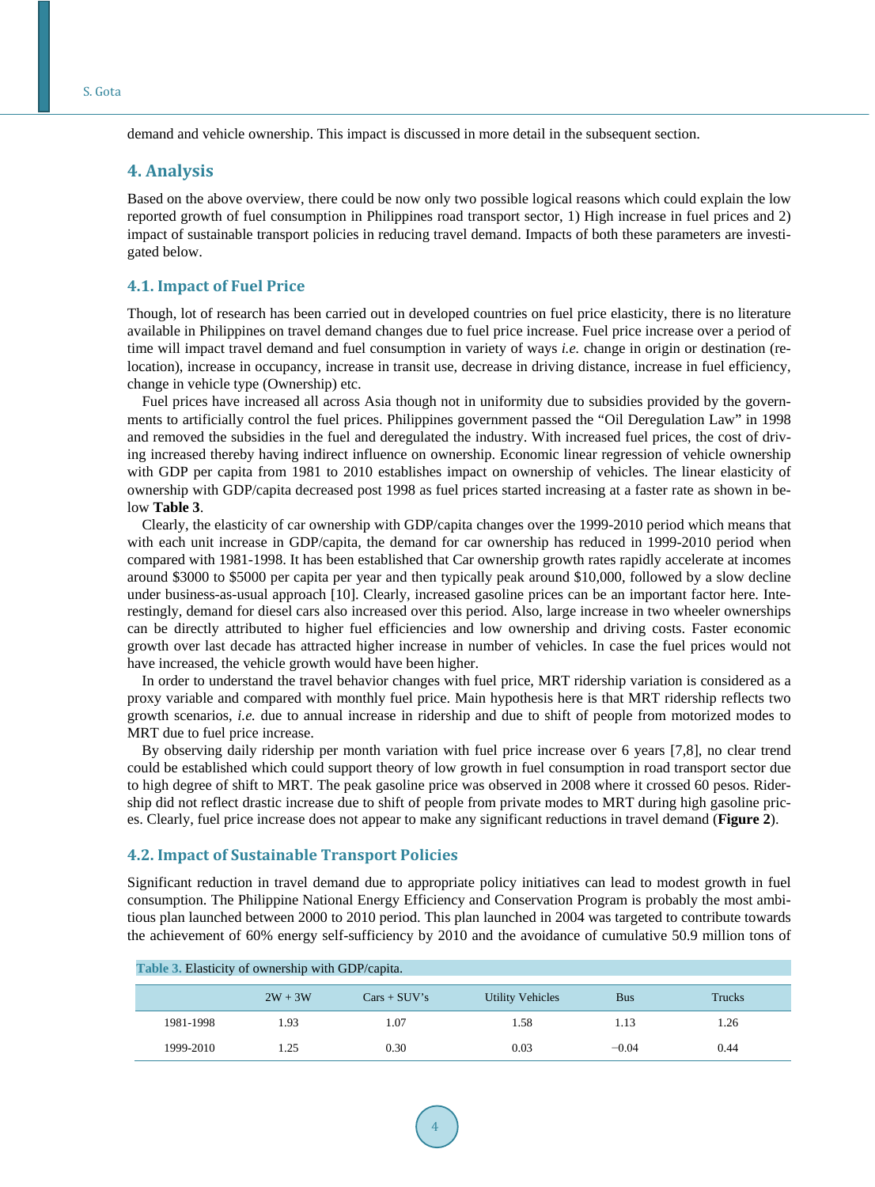demand and vehicle ownership. This impact is discussed in more detail in the subsequent section.

## 4. Analysis

Based on the above overview, there could be now only two possible logical reasons which could explain the low reported growth of fuel consumption in Philippines road transport sector, 1) High increase in fuel prices and 2) impact of sustainable transport policies in reducing travel demand. Impacts of both these parameters are investigated below.

### 4.1. Impact of Fuel Price

Though, lot of research has been carried out in developed countries on fuel price elasticity, there is no literature available in Philippines on travel demand changes due to fuel price increase. Fuel price increase over a period of time will impact travel demand and fuel consumption in variety of ways *i.e.* change in origin or destination (relocation), increase in occupancy, increase in transit use, decrease in driving distance, increase in fuel efficiency, change in vehicle type (Ownership) etc.

Fuel prices have increased all across Asia though not in uniformity due to subsidies provided by the governments to artificially control the fuel prices. Philippines government passed the "Oil Deregulation Law" in 1998 and removed the subsidies in the fuel and deregulated the industry. With increased fuel prices, the cost of driving increased thereby having indirect influence on ownership. Economic linear regression of vehicle ownership with GDP per capita from 1981 to 2010 establishes impact on ownership of vehicles. The linear elasticity of ownership with GDP/capita decreased post 1998 as fuel prices started increasing at a faster rate as shown in below **Table 3**.

Clearly, the elasticity of car ownership with GDP/capita changes over the 1999-2010 period which means that with each unit increase in GDP/capita, the demand for car ownership has reduced in 1999-2010 period when compared with 1981-1998. It has been established that Car ownership growth rates rapidly accelerate at incomes around \$3000 to \$5000 per capita per year and then typically peak around \$10,000, followed by a slow decline under business-as-usual approach [10]. Clearly, increased gasoline prices can be an important factor here. Interestingly, demand for diesel cars also increased over this period. Also, large increase in two wheeler ownerships can be directly attributed to higher fuel efficiencies and low ownership and driving costs. Faster economic growth over last decade has attracted higher increase in number of vehicles. In case the fuel prices would not have increased, the vehicle growth would have been higher.

In order to understand the travel behavior changes with fuel price, MRT ridership variation is considered as a proxy variable and compared with monthly fuel price. Main hypothesis here is that MRT ridership reflects two growth scenarios, *i.e.* due to annual increase in ridership and due to shift of people from motorized modes to MRT due to fuel price increase.

By observing daily ridership per month variation with fuel price increase over 6 years [7,8], no clear trend could be established which could support theory of low growth in fuel consumption in road transport sector due to high degree of shift to MRT. The peak gasoline price was observed in 2008 where it crossed 60 pesos. Ridership did not reflect drastic increase due to shift of people from private modes to MRT during high gasoline prices. Clearly, fuel price increase does not appear to make any significant reductions in travel demand (**Figure 2**).

### 4.2. Impact of Sustainable Transport Policies

Significant reduction in travel demand due to appropriate policy initiatives can lead to modest growth in fuel consumption. The Philippine National Energy Efficiency and Conservation Program is probably the most ambitious plan launched between 2000 to 2010 period. This plan launched in 2004 was targeted to contribute towards the achievement of 60% energy self-sufficiency by 2010 and the avoidance of cumulative 50.9 million tons of

**Table 3.** Elasticity of ownership with GDP/capita.

| | 2W + 3W | Cars + SUV's | Utility Vehicles | Bus | Trucks |
|---|---|---|---|---|---|
| 1981-1998 | 1.93 | 1.07 | 1.58 | 1.13 | 1.26 |
| 1999-2010 | 1.25 | 0.30 | 0.03 | −0.04 | 0.44 |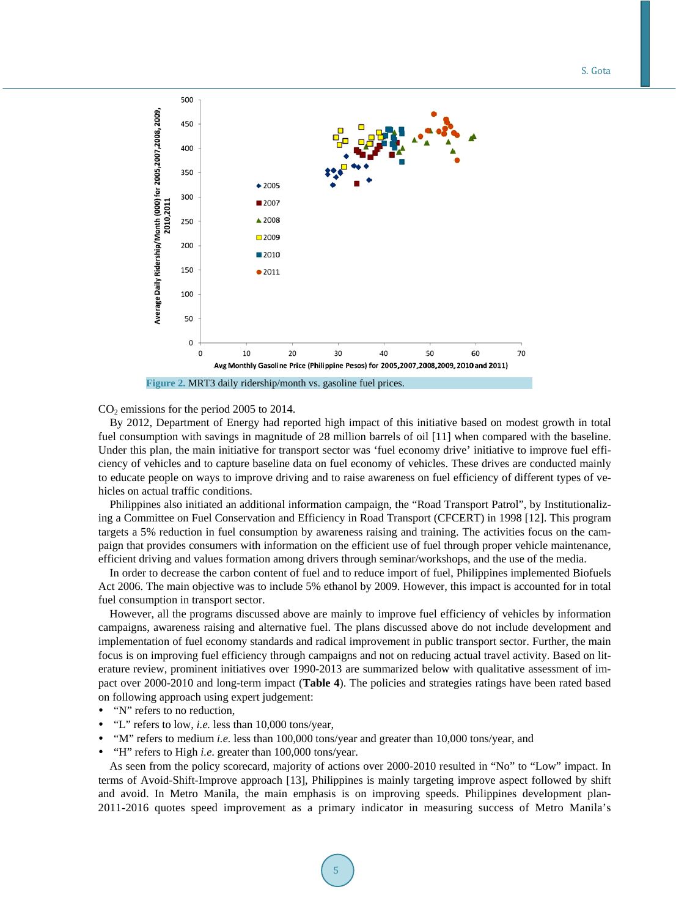Figure 2. MRT3 daily ridership/month vs. gasoline fuel prices.

$CO_2$ emissions for the period 2005 to 2014.

By 2012, Department of Energy had reported high impact of this initiative based on modest growth in total fuel consumption with savings in magnitude of 28 million barrels of oil [11] when compared with the baseline. Under this plan, the main initiative for transport sector was 'fuel economy drive' initiative to improve fuel efficiency of vehicles and to capture baseline data on fuel economy of vehicles. These drives are conducted mainly to educate people on ways to improve driving and to raise awareness on fuel efficiency of different types of vehicles on actual traffic conditions.

Philippines also initiated an additional information campaign, the "Road Transport Patrol", by Institutionalizing a Committee on Fuel Conservation and Efficiency in Road Transport (CFCERT) in 1998 [12]. This program targets a 5% reduction in fuel consumption by awareness raising and training. The activities focus on the campaign that provides consumers with information on the efficient use of fuel through proper vehicle maintenance, efficient driving and values formation among drivers through seminar/workshops, and the use of the media.

In order to decrease the carbon content of fuel and to reduce import of fuel, Philippines implemented Biofuels Act 2006. The main objective was to include 5% ethanol by 2009. However, this impact is accounted for in total fuel consumption in transport sector.

However, all the programs discussed above are mainly to improve fuel efficiency of vehicles by information campaigns, awareness raising and alternative fuel. The plans discussed above do not include development and implementation of fuel economy standards and radical improvement in public transport sector. Further, the main focus is on improving fuel efficiency through campaigns and not on reducing actual travel activity. Based on literature review, prominent initiatives over 1990-2013 are summarized below with qualitative assessment of impact over 2000-2010 and long-term impact (**Table 4**). The policies and strategies ratings have been rated based on following approach using expert judgement:

- "N" refers to no reduction,
- "L" refers to low, *i.e.* less than 10,000 tons/year,
- "M" refers to medium *i.e.* less than 100,000 tons/year and greater than 10,000 tons/year, and
- "H" refers to High *i.e.* greater than 100,000 tons/year.

As seen from the policy scorecard, majority of actions over 2000-2010 resulted in "No" to "Low" impact. In terms of Avoid-Shift-Improve approach [13], Philippines is mainly targeting improve aspect followed by shift and avoid. In Metro Manila, the main emphasis is on improving speeds. Philippines development plan-2011-2016 quotes speed improvement as a primary indicator in measuring success of Metro Manila's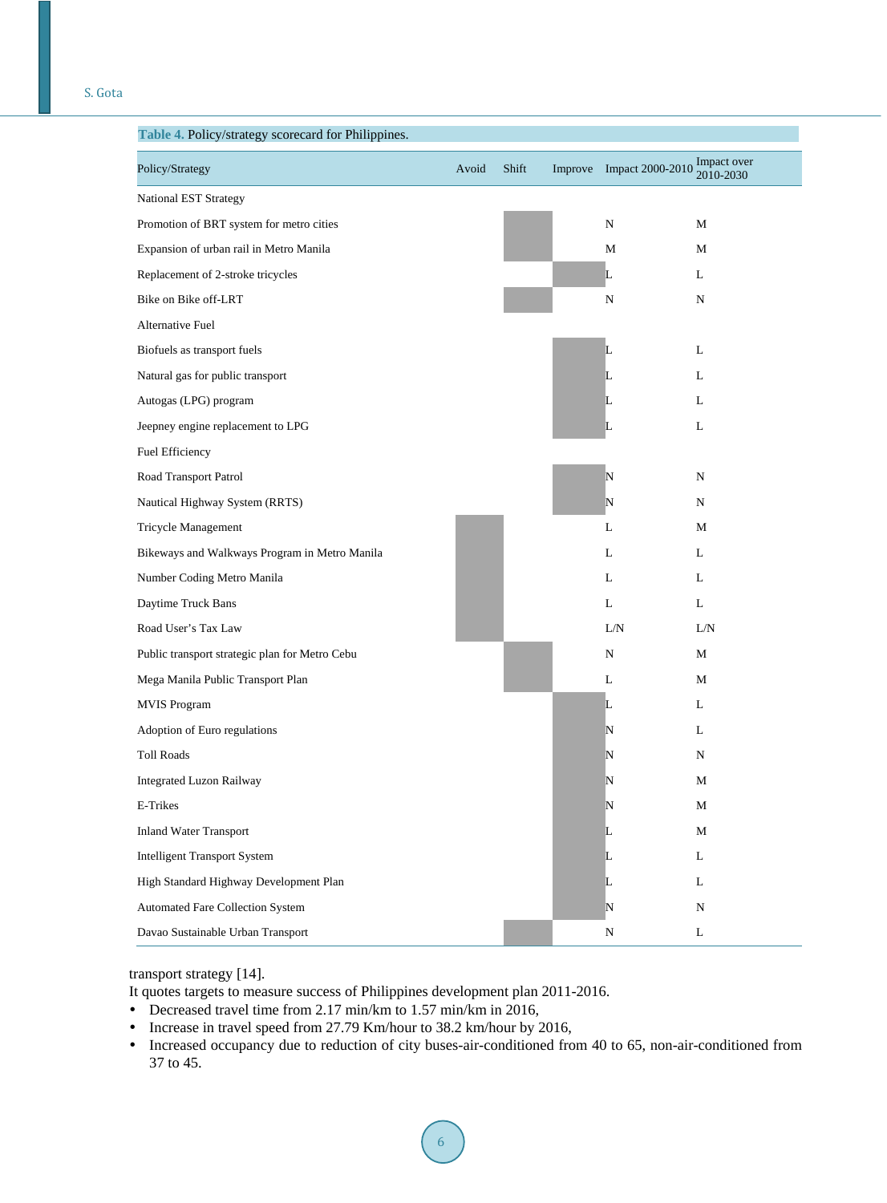**Table 4.** Policy/strategy scorecard for Philippines.

| Policy/Strategy | Avoid | Shift | Improve | Impact 2000-2010 | Impact over 2010-2030 |
|---|---|---|---|---|---|
| National EST Strategy | | | | | |
| Promotion of BRT system for metro cities | | X | | N | M |
| Expansion of urban rail in Metro Manila | | X | | M | M |
| Replacement of 2-stroke tricycles | | | X | L | L |
| Bike on Bike off-LRT | | X | | N | N |
| Alternative Fuel | | | | | |
| Biofuels as transport fuels | | | X | L | L |
| Natural gas for public transport | | | X | L | L |
| Autogas (LPG) program | | | X | L | L |
| Jeepney engine replacement to LPG | | | X | L | L |
| Fuel Efficiency | | | | | |
| Road Transport Patrol | | | X | N | N |
| Nautical Highway System (RRTS) | | | X | N | N |
| Tricycle Management | X | | | L | M |
| Bikeways and Walkways Program in Metro Manila | X | | | L | L |
| Number Coding Metro Manila | X | | | L | L |
| Daytime Truck Bans | X | | | L | L |
| Road User's Tax Law | X | | | L/N | L/N |
| Public transport strategic plan for Metro Cebu | | X | | N | M |
| Mega Manila Public Transport Plan | | X | | L | M |
| MVIS Program | | | X | L | L |
| Adoption of Euro regulations | | | X | N | L |
| Toll Roads | | | X | N | N |
| Integrated Luzon Railway | | | X | N | M |
| E-Trikes | | | X | N | M |
| Inland Water Transport | | | X | L | M |
| Intelligent Transport System | | | X | L | L |
| High Standard Highway Development Plan | | | X | L | L |
| Automated Fare Collection System | | | X | N | N |
| Davao Sustainable Urban Transport | | X | | N | L |

transport strategy [14].

It quotes targets to measure success of Philippines development plan 2011-2016.

- Decreased travel time from 2.17 min/km to 1.57 min/km in 2016,
- Increase in travel speed from 27.79 Km/hour to 38.2 km/hour by 2016,
- Increased occupancy due to reduction of city buses-air-conditioned from 40 to 65, non-air-conditioned from 37 to 45.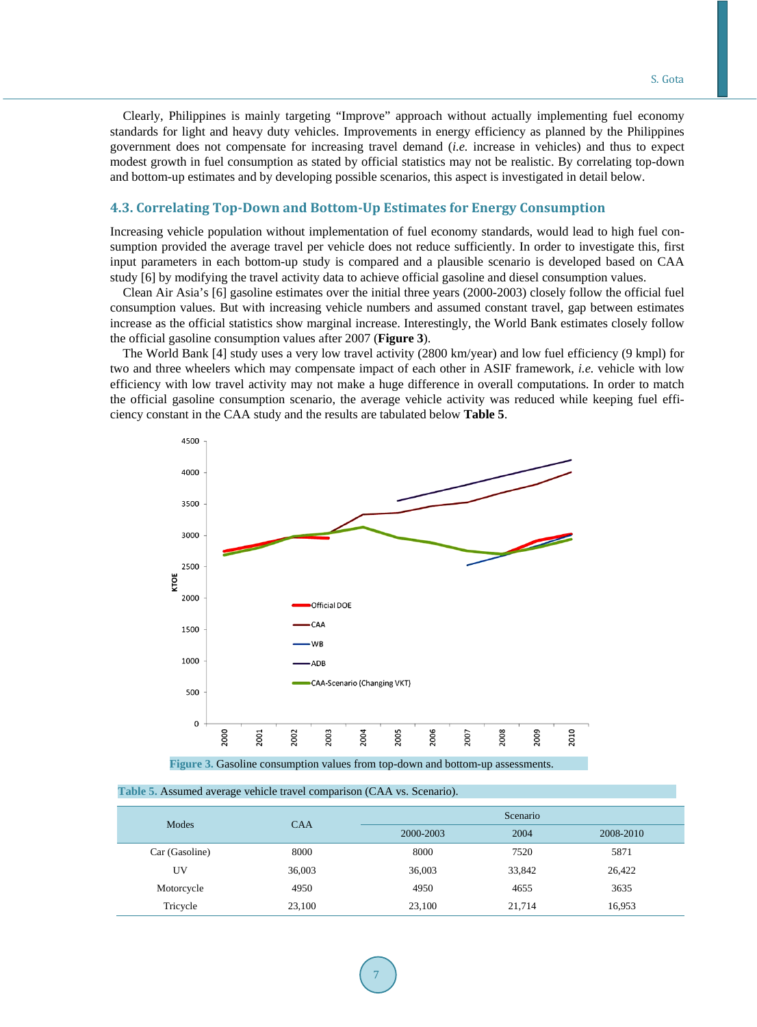Clearly, Philippines is mainly targeting "Improve" approach without actually implementing fuel economy standards for light and heavy duty vehicles. Improvements in energy efficiency as planned by the Philippines government does not compensate for increasing travel demand (*i.e.* increase in vehicles) and thus to expect modest growth in fuel consumption as stated by official statistics may not be realistic. By correlating top-down and bottom-up estimates and by developing possible scenarios, this aspect is investigated in detail below.

### 4.3. Correlating Top-Down and Bottom-Up Estimates for Energy Consumption

Increasing vehicle population without implementation of fuel economy standards, would lead to high fuel consumption provided the average travel per vehicle does not reduce sufficiently. In order to investigate this, first input parameters in each bottom-up study is compared and a plausible scenario is developed based on CAA study [6] by modifying the travel activity data to achieve official gasoline and diesel consumption values.

Clean Air Asia's [6] gasoline estimates over the initial three years (2000-2003) closely follow the official fuel consumption values. But with increasing vehicle numbers and assumed constant travel, gap between estimates increase as the official statistics show marginal increase. Interestingly, the World Bank estimates closely follow the official gasoline consumption values after 2007 (**Figure 3**).

The World Bank [4] study uses a very low travel activity (2800 km/year) and low fuel efficiency (9 kmpl) for two and three wheelers which may compensate impact of each other in ASIF framework, *i.e.* vehicle with low efficiency with low travel activity may not make a huge difference in overall computations. In order to match the official gasoline consumption scenario, the average vehicle activity was reduced while keeping fuel efficiency constant in the CAA study and the results are tabulated below **Table 5**.

**Figure 3.** Gasoline consumption values from top-down and bottom-up assessments.

**Table 5.** Assumed average vehicle travel comparison (CAA vs. Scenario).

| Modes | CAA | Scenario | | |
|---|---|---|---|---|
| | | 2000-2003 | 2004 | 2008-2010 |
| Car (Gasoline) | 8000 | 8000 | 7520 | 5871 |
| UV | 36,003 | 36,003 | 33,842 | 26,422 |
| Motorcycle | 4950 | 4950 | 4655 | 3635 |
| Tricycle | 23,100 | 23,100 | 21,714 | 16,953 |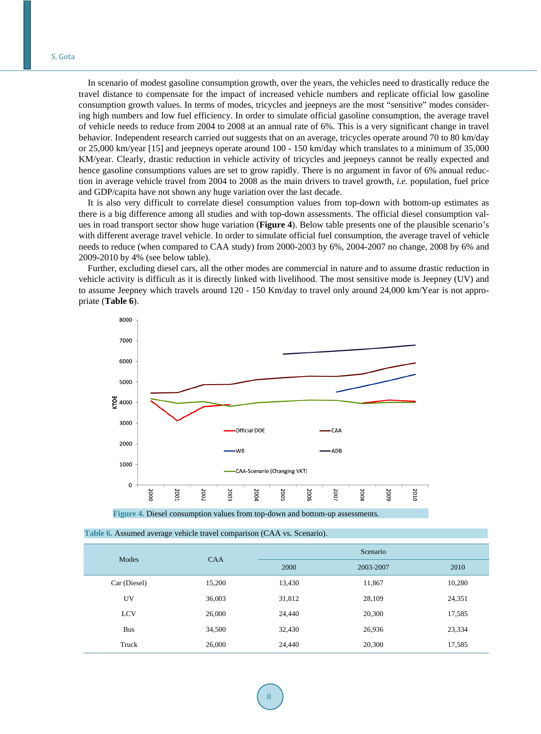In scenario of modest gasoline consumption growth, over the years, the vehicles need to drastically reduce the travel distance to compensate for the impact of increased vehicle numbers and replicate official low gasoline consumption growth values. In terms of modes, tricycles and jeepneys are the most "sensitive" modes considering high numbers and low fuel efficiency. In order to simulate official gasoline consumption, the average travel of vehicle needs to reduce from 2004 to 2008 at an annual rate of 6%. This is a very significant change in travel behavior. Independent research carried out suggests that on an average, tricycles operate around 70 to 80 km/day or 25,000 km/year [15] and jeepneys operate around 100 - 150 km/day which translates to a minimum of 35,000 KM/year. Clearly, drastic reduction in vehicle activity of tricycles and jeepneys cannot be really expected and hence gasoline consumptions values are set to grow rapidly. There is no argument in favor of 6% annual reduction in average vehicle travel from 2004 to 2008 as the main drivers to travel growth, *i.e.* population, fuel price and GDP/capita have not shown any huge variation over the last decade.

It is also very difficult to correlate diesel consumption values from top-down with bottom-up estimates as there is a big difference among all studies and with top-down assessments. The official diesel consumption values in road transport sector show huge variation (**Figure 4**). Below table presents one of the plausible scenario's with different average travel vehicle. In order to simulate official fuel consumption, the average travel of vehicle needs to reduce (when compared to CAA study) from 2000-2003 by 6%, 2004-2007 no change, 2008 by 6% and 2009-2010 by 4% (see below table).

Further, excluding diesel cars, all the other modes are commercial in nature and to assume drastic reduction in vehicle activity is difficult as it is directly linked with livelihood. The most sensitive mode is Jeepney (UV) and to assume Jeepney which travels around 120 - 150 Km/day to travel only around 24,000 km/Year is not appropriate (**Table 6**).

Figure 4. Diesel consumption values from top-down and bottom-up assessments.

Table 6. Assumed average vehicle travel comparison (CAA vs. Scenario).

| Modes | CAA | Scenario | | |
|---|---|---|---|---|
| | | 2000 | 2003-2007 | 2010 |
| Car (Diesel) | 15,200 | 13,430 | 11,867 | 10,280 |
| UV | 36,003 | 31,812 | 28,109 | 24,351 |
| LCV | 26,000 | 24,440 | 20,300 | 17,585 |
| Bus | 34,500 | 32,430 | 26,936 | 23,334 |
| Truck | 26,000 | 24,440 | 20,300 | 17,585 |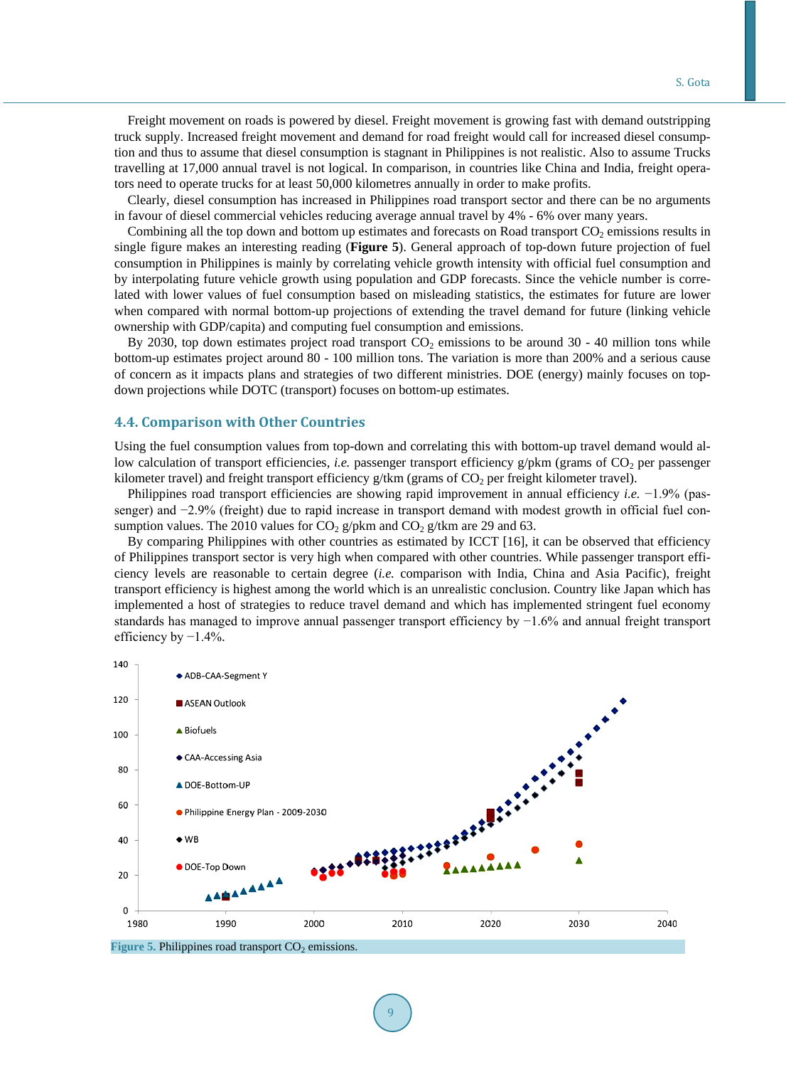Freight movement on roads is powered by diesel. Freight movement is growing fast with demand outstripping truck supply. Increased freight movement and demand for road freight would call for increased diesel consumption and thus to assume that diesel consumption is stagnant in Philippines is not realistic. Also to assume Trucks travelling at 17,000 annual travel is not logical. In comparison, in countries like China and India, freight operators need to operate trucks for at least 50,000 kilometres annually in order to make profits.

Clearly, diesel consumption has increased in Philippines road transport sector and there can be no arguments in favour of diesel commercial vehicles reducing average annual travel by 4% - 6% over many years.

Combining all the top down and bottom up estimates and forecasts on Road transport $CO_2$ emissions results in single figure makes an interesting reading (**Figure 5**). General approach of top-down future projection of fuel consumption in Philippines is mainly by correlating vehicle growth intensity with official fuel consumption and by interpolating future vehicle growth using population and GDP forecasts. Since the vehicle number is correlated with lower values of fuel consumption based on misleading statistics, the estimates for future are lower when compared with normal bottom-up projections of extending the travel demand for future (linking vehicle ownership with GDP/capita) and computing fuel consumption and emissions.

By 2030, top down estimates project road transport $CO_2$ emissions to be around 30 - 40 million tons while bottom-up estimates project around 80 - 100 million tons. The variation is more than 200% and a serious cause of concern as it impacts plans and strategies of two different ministries. DOE (energy) mainly focuses on top-down projections while DOTC (transport) focuses on bottom-up estimates.

## 4.4. Comparison with Other Countries

Using the fuel consumption values from top-down and correlating this with bottom-up travel demand would allow calculation of transport efficiencies, *i.e.* passenger transport efficiency g/pkm (grams of $CO_2$ per passenger kilometer travel) and freight transport efficiency g/tkm (grams of $CO_2$ per freight kilometer travel).

Philippines road transport efficiencies are showing rapid improvement in annual efficiency *i.e.* −1.9% (passenger) and −2.9% (freight) due to rapid increase in transport demand with modest growth in official fuel consumption values. The 2010 values for $CO_2$ g/pkm and $CO_2$ g/tkm are 29 and 63.

By comparing Philippines with other countries as estimated by ICCT [16], it can be observed that efficiency of Philippines transport sector is very high when compared with other countries. While passenger transport efficiency levels are reasonable to certain degree (*i.e.* comparison with India, China and Asia Pacific), freight transport efficiency is highest among the world which is an unrealistic conclusion. Country like Japan which has implemented a host of strategies to reduce travel demand and which has implemented stringent fuel economy standards has managed to improve annual passenger transport efficiency by −1.6% and annual freight transport efficiency by −1.4%.

**Figure 5.** Philippines road transport $CO_2$ emissions.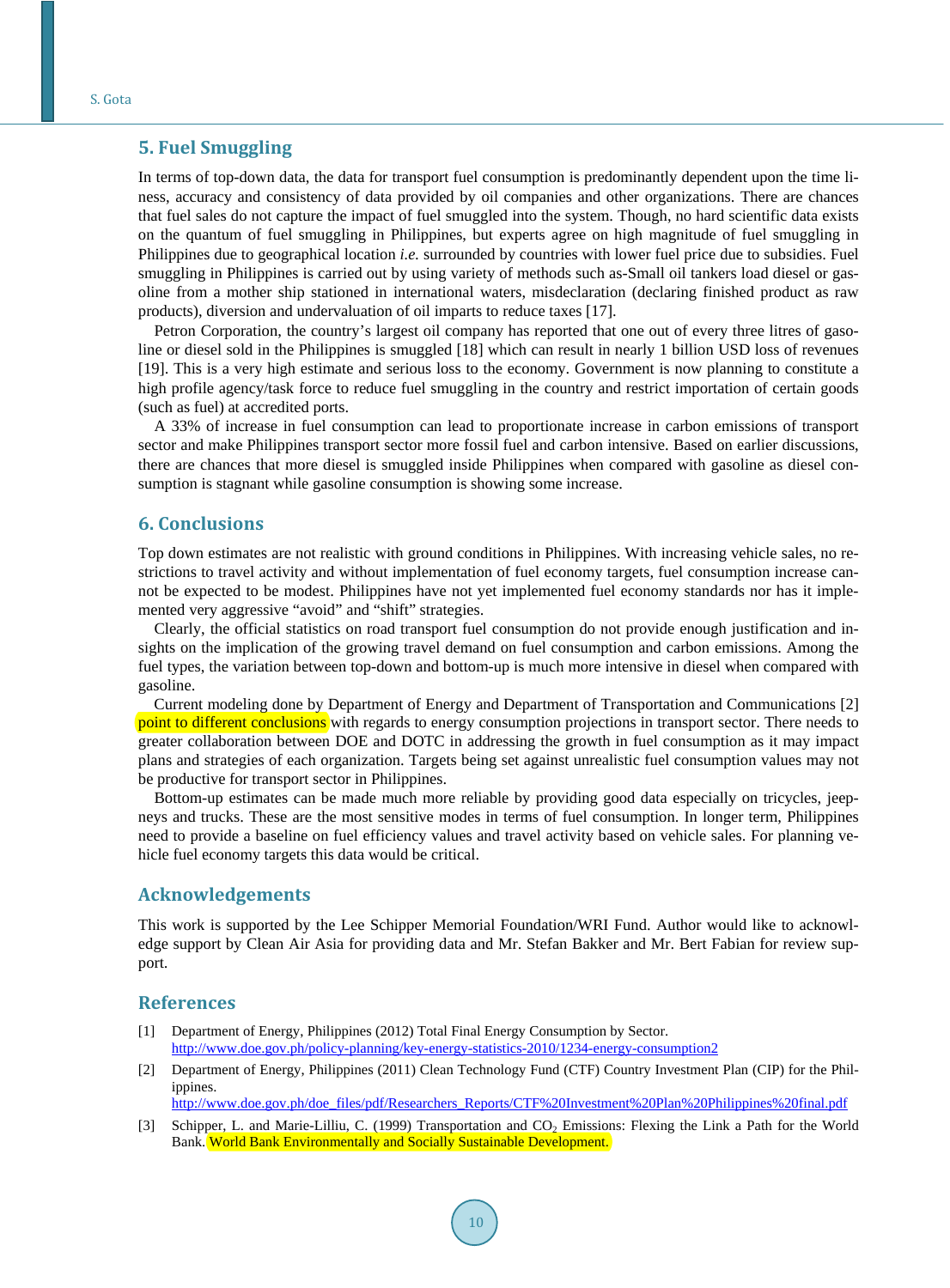## 5. Fuel Smuggling

In terms of top-down data, the data for transport fuel consumption is predominantly dependent upon the time liness, accuracy and consistency of data provided by oil companies and other organizations. There are chances that fuel sales do not capture the impact of fuel smuggled into the system. Though, no hard scientific data exists on the quantum of fuel smuggling in Philippines, but experts agree on high magnitude of fuel smuggling in Philippines due to geographical location *i.e.* surrounded by countries with lower fuel price due to subsidies. Fuel smuggling in Philippines is carried out by using variety of methods such as-Small oil tankers load diesel or gasoline from a mother ship stationed in international waters, misdeclaration (declaring finished product as raw products), diversion and undervaluation of oil imparts to reduce taxes [17].

Petron Corporation, the country's largest oil company has reported that one out of every three litres of gasoline or diesel sold in the Philippines is smuggled [18] which can result in nearly 1 billion USD loss of revenues [19]. This is a very high estimate and serious loss to the economy. Government is now planning to constitute a high profile agency/task force to reduce fuel smuggling in the country and restrict importation of certain goods (such as fuel) at accredited ports.

A 33% of increase in fuel consumption can lead to proportionate increase in carbon emissions of transport sector and make Philippines transport sector more fossil fuel and carbon intensive. Based on earlier discussions, there are chances that more diesel is smuggled inside Philippines when compared with gasoline as diesel consumption is stagnant while gasoline consumption is showing some increase.

## 6. Conclusions

Top down estimates are not realistic with ground conditions in Philippines. With increasing vehicle sales, no restrictions to travel activity and without implementation of fuel economy targets, fuel consumption increase cannot be expected to be modest. Philippines have not yet implemented fuel economy standards nor has it implemented very aggressive "avoid" and "shift" strategies.

Clearly, the official statistics on road transport fuel consumption do not provide enough justification and insights on the implication of the growing travel demand on fuel consumption and carbon emissions. Among the fuel types, the variation between top-down and bottom-up is much more intensive in diesel when compared with gasoline.

Current modeling done by Department of Energy and Department of Transportation and Communications [2] point to different conclusions with regards to energy consumption projections in transport sector. There needs to greater collaboration between DOE and DOTC in addressing the growth in fuel consumption as it may impact plans and strategies of each organization. Targets being set against unrealistic fuel consumption values may not be productive for transport sector in Philippines.

Bottom-up estimates can be made much more reliable by providing good data especially on tricycles, jeepneys and trucks. These are the most sensitive modes in terms of fuel consumption. In longer term, Philippines need to provide a baseline on fuel efficiency values and travel activity based on vehicle sales. For planning vehicle fuel economy targets this data would be critical.

## Acknowledgements

This work is supported by the Lee Schipper Memorial Foundation/WRI Fund. Author would like to acknowledge support by Clean Air Asia for providing data and Mr. Stefan Bakker and Mr. Bert Fabian for review support.

## References

[1] Department of Energy, Philippines (2012) Total Final Energy Consumption by Sector. http://www.doe.gov.ph/policy-planning/key-energy-statistics-2010/1234-energy-consumption2

[2] Department of Energy, Philippines (2011) Clean Technology Fund (CTF) Country Investment Plan (CIP) for the Philippines. http://www.doe.gov.ph/doe_files/pdf/Researchers_Reports/CTF%20Investment%20Plan%20Philippines%20final.pdf

[3] Schipper, L. and Marie-Lilliu, C. (1999) Transportation and $CO_2$ Emissions: Flexing the Link a Path for the World Bank. World Bank Environmentally and Socially Sustainable Development.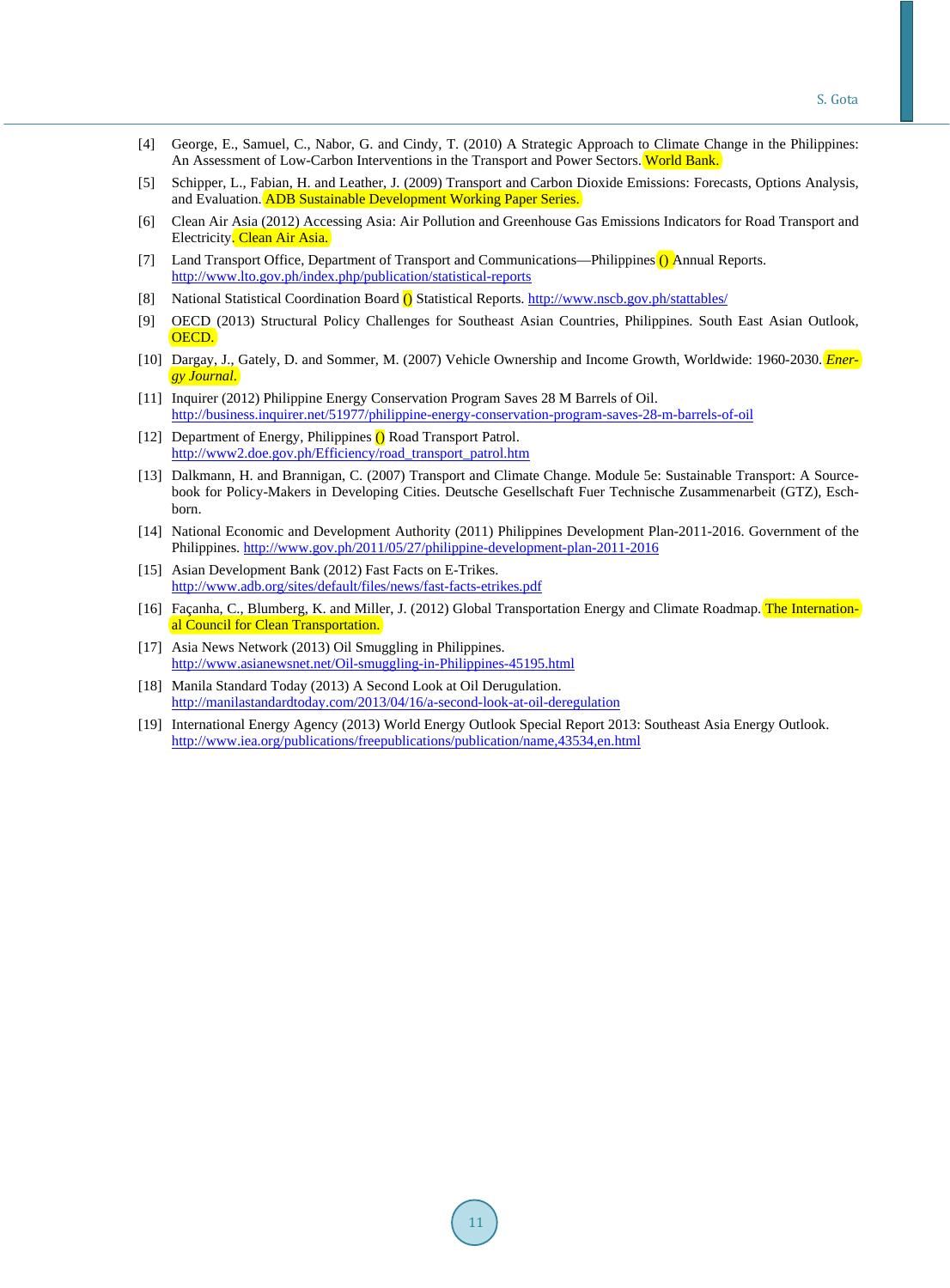[4] George, E., Samuel, C., Nabor, G. and Cindy, T. (2010) A Strategic Approach to Climate Change in the Philippines: An Assessment of Low-Carbon Interventions in the Transport and Power Sectors. World Bank.

[5] Schipper, L., Fabian, H. and Leather, J. (2009) Transport and Carbon Dioxide Emissions: Forecasts, Options Analysis, and Evaluation. ADB Sustainable Development Working Paper Series.

[6] Clean Air Asia (2012) Accessing Asia: Air Pollution and Greenhouse Gas Emissions Indicators for Road Transport and Electricity. Clean Air Asia.

[7] Land Transport Office, Department of Transport and Communications—Philippines () Annual Reports. http://www.lto.gov.ph/index.php/publication/statistical-reports

[8] National Statistical Coordination Board () Statistical Reports. http://www.nscb.gov.ph/stattables/

[9] OECD (2013) Structural Policy Challenges for Southeast Asian Countries, Philippines. South East Asian Outlook, OECD.

[10] Dargay, J., Gately, D. and Sommer, M. (2007) Vehicle Ownership and Income Growth, Worldwide: 1960-2030. *Energy Journal*.

[11] Inquirer (2012) Philippine Energy Conservation Program Saves 28 M Barrels of Oil. http://business.inquirer.net/51977/philippine-energy-conservation-program-saves-28-m-barrels-of-oil

[12] Department of Energy, Philippines () Road Transport Patrol. http://www2.doe.gov.ph/Efficiency/road_transport_patrol.htm

[13] Dalkmann, H. and Brannigan, C. (2007) Transport and Climate Change. Module 5e: Sustainable Transport: A Sourcebook for Policy-Makers in Developing Cities. Deutsche Gesellschaft Fuer Technische Zusammenarbeit (GTZ), Eschborn.

[14] National Economic and Development Authority (2011) Philippines Development Plan-2011-2016. Government of the Philippines. http://www.gov.ph/2011/05/27/philippine-development-plan-2011-2016

[15] Asian Development Bank (2012) Fast Facts on E-Trikes. http://www.adb.org/sites/default/files/news/fast-facts-etrikes.pdf

[16] Façanha, C., Blumberg, K. and Miller, J. (2012) Global Transportation Energy and Climate Roadmap. The International Council for Clean Transportation.

[17] Asia News Network (2013) Oil Smuggling in Philippines. http://www.asianewsnet.net/Oil-smuggling-in-Philippines-45195.html

[18] Manila Standard Today (2013) A Second Look at Oil Derugulation. http://manilastandardtoday.com/2013/04/16/a-second-look-at-oil-deregulation

[19] International Energy Agency (2013) World Energy Outlook Special Report 2013: Southeast Asia Energy Outlook. http://www.iea.org/publications/freepublications/publication/name,43534,en.html